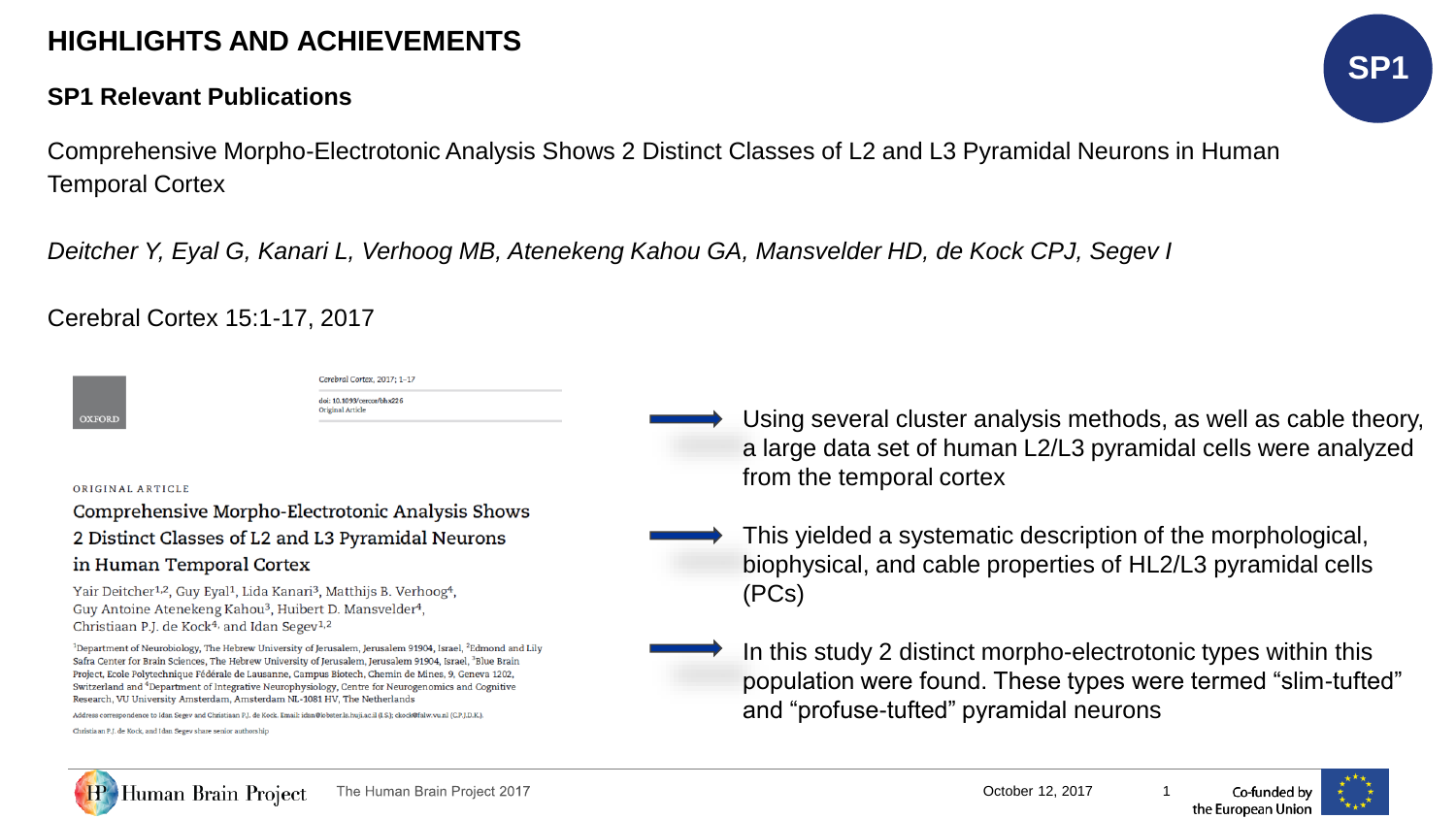# HIGHLIGHTS AND ACHIEVEMENTS

SP1

## SP1 Relevant Publications

Comprehensive Morpho-Electrotonic Analysis Shows 2 Distinct Classes of L2 and L3 Pyramidal Neurons in Human Temporal Cortex

*Deitcher Y, Eyal G, Kanari L, Verhoog MB, Atenekeng Kahou GA, Mansvelder HD, de Kock CPJ, Segev I*

Cerebral Cortex 15:1-17, 2017

OXFORD

Cerebral Cortex, 2017; 1–17

doi: 10.1093/cercor/bhx226
Original Article

ORIGINAL ARTICLE

Comprehensive Morpho-Electrotonic Analysis Shows 2 Distinct Classes of L2 and L3 Pyramidal Neurons in Human Temporal Cortex

Yair Deitcher[1,2], Guy Eyal[1], Lida Kanari[3], Matthijs B. Verhoog[4], Guy Antoine Atenekeng Kahou[3], Huibert D. Mansvelder[4], Christiaan P.J. de Kock[4], and Idan Segev[1,2]

[1]Department of Neurobiology, The Hebrew University of Jerusalem, Jerusalem 91904, Israel, [2]Edmond and Lily Safra Center for Brain Sciences, The Hebrew University of Jerusalem, Jerusalem 91904, Israel, [3]Blue Brain Project, Ecole Polytechnique Fédérale de Lausanne, Campus Biotech, Chemin de Mines, 9, Geneva 1202, Switzerland and [4]Department of Integrative Neurophysiology, Centre for Neurogenomics and Cognitive Research, VU University Amsterdam, Amsterdam NL-1081 HV, The Netherlands

Address correspondence to Idan Segev and Christiaan P.J. de Kock. Email: idan@lobster.ls.huji.ac.il (I.S.); ckock@falw.vu.nl (C.P.J.D.K.)

Christiaan P.J. de Kock, and Idan Segev share senior authorship

- Using several cluster analysis methods, as well as cable theory, a large data set of human L2/L3 pyramidal cells were analyzed from the temporal cortex
- This yielded a systematic description of the morphological, biophysical, and cable properties of HL2/L3 pyramidal cells (PCs)
- In this study 2 distinct morpho-electrotonic types within this population were found. These types were termed “slim-tufted” and “profuse-tufted” pyramidal neurons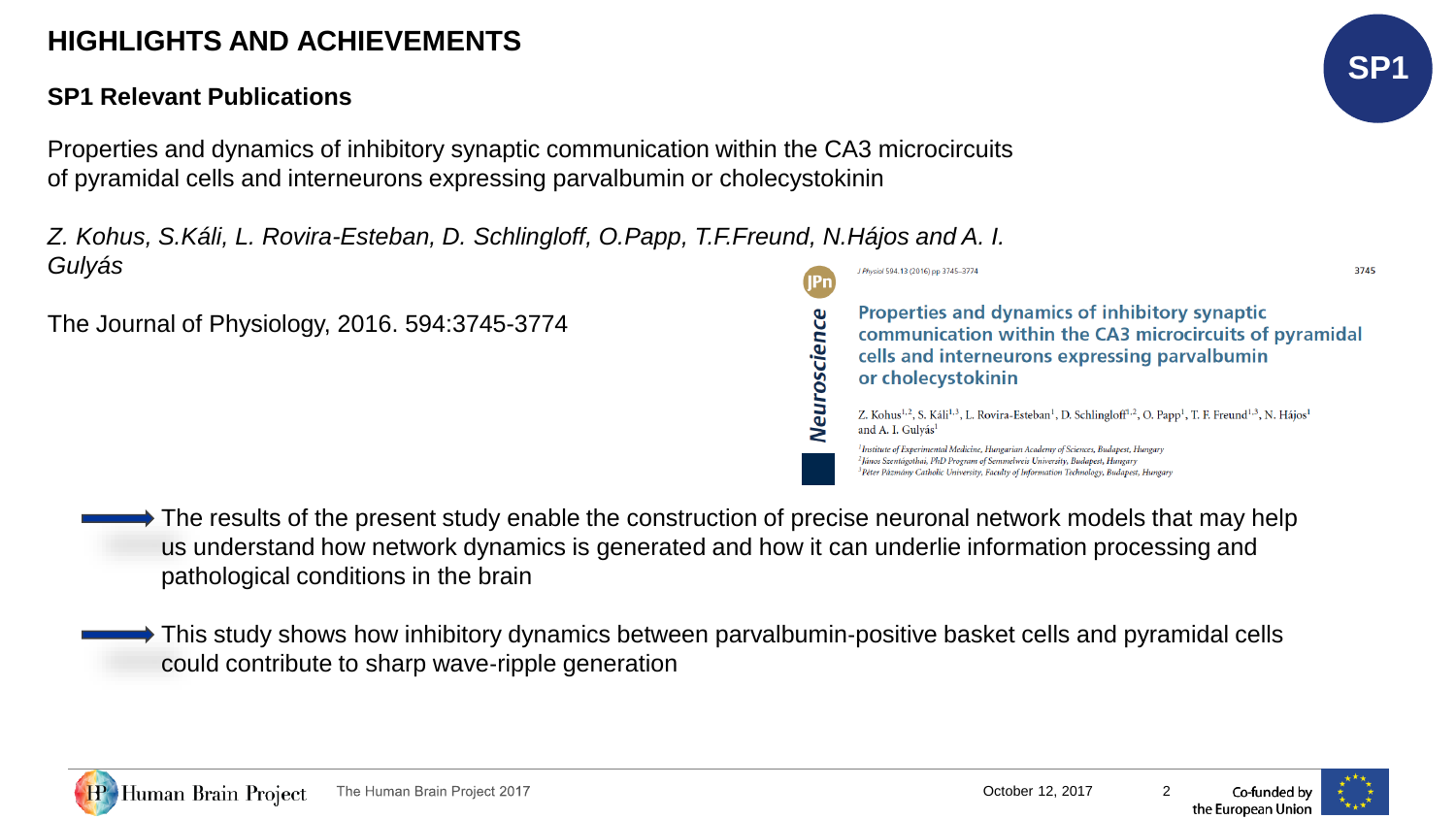# HIGHLIGHTS AND ACHIEVEMENTS

SP1

## SP1 Relevant Publications

Properties and dynamics of inhibitory synaptic communication within the CA3 microcircuits of pyramidal cells and interneurons expressing parvalbumin or cholecystokinin

*Z. Kohus, S.Káli, L. Rovira-Esteban, D. Schlingloff, O.Papp, T.F.Freund, N.Hájos and A. I. Gulyás*

The Journal of Physiology, 2016. 594:3745-3774

J Physiol 594.13 (2016) pp 3745–3774

Neuroscience

**Properties and dynamics of inhibitory synaptic communication within the CA3 microcircuits of pyramidal cells and interneurons expressing parvalbumin or cholecystokinin**

Z. Kohus[1,2], S. Káli[1,3], L. Rovira-Esteban[1], D. Schlingloff[1,2], O. Papp[1], T. F. Freund[1,3], N. Hájos[1] and A. I. Gulyás[1]

[1] *Institute of Experimental Medicine, Hungarian Academy of Sciences, Budapest, Hungary*
[2] *János Szentágothai, PhD Program of Semmelweis University, Budapest, Hungary*
[3] *Péter Pázmány Catholic University, Faculty of Information Technology, Budapest, Hungary*

- The results of the present study enable the construction of precise neuronal network models that may help us understand how network dynamics is generated and how it can underlie information processing and pathological conditions in the brain

- This study shows how inhibitory dynamics between parvalbumin-positive basket cells and pyramidal cells could contribute to sharp wave-ripple generation